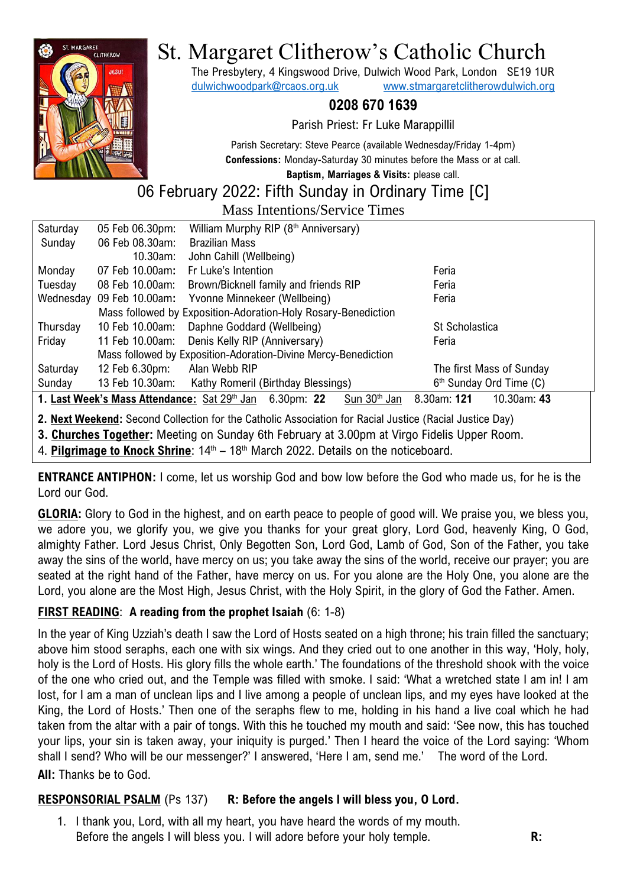# St. Margaret Clitherow's Catholic Church

The Presbytery, 4 Kingswood Drive, Dulwich Wood Park, London SE19 1UR
dulwichwoodpark@rcaos.org.uk www.stmargaretclitherowdulwich.org

**0208 670 1639**

Parish Priest: Fr Luke Marappillil

Parish Secretary: Steve Pearce (available Wednesday/Friday 1-4pm)
**Confessions:** Monday-Saturday 30 minutes before the Mass or at call.
**Baptism, Marriages & Visits:** please call.

## 06 February 2022: Fifth Sunday in Ordinary Time [C]

Mass Intentions/Service Times

| | | | |
|---|---|---|---|
| Saturday | 05 Feb 06.30pm: | William Murphy RIP (8th Anniversary) | |
| Sunday | 06 Feb 08.30am: | Brazilian Mass | |
| | 10.30am: | John Cahill (Wellbeing) | |
| Monday | 07 Feb 10.00am: | Fr Luke's Intention | Feria |
| Tuesday | 08 Feb 10.00am: | Brown/Bicknell family and friends RIP | Feria |
| Wednesday | 09 Feb 10.00am: | Yvonne Minnekeer (Wellbeing) | Feria |
| | Mass followed by Exposition-Adoration-Holy Rosary-Benediction | | |
| Thursday | 10 Feb 10.00am: | Daphne Goddard (Wellbeing) | St Scholastica |
| Friday | 11 Feb 10.00am: | Denis Kelly RIP (Anniversary) | Feria |
| | Mass followed by Exposition-Adoration-Divine Mercy-Benediction | | |
| Saturday | 12 Feb 6.30pm: | Alan Webb RIP | The first Mass of Sunday |
| Sunday | 13 Feb 10.30am: | Kathy Romeril (Birthday Blessings) | 6th Sunday Ord Time (C) |

1. **Last Week's Mass Attendance:** Sat 29th Jan 6.30pm: **22** Sun 30th Jan 8.30am: **121** 10.30am: **43**

2. **Next Weekend:** Second Collection for the Catholic Association for Racial Justice (Racial Justice Day)

3. **Churches Together:** Meeting on Sunday 6th February at 3.00pm at Virgo Fidelis Upper Room.

4. **Pilgrimage to Knock Shrine**: 14th – 18th March 2022. Details on the noticeboard.

**ENTRANCE ANTIPHON:** I come, let us worship God and bow low before the God who made us, for he is the Lord our God.

**GLORIA:** Glory to God in the highest, and on earth peace to people of good will. We praise you, we bless you, we adore you, we glorify you, we give you thanks for your great glory, Lord God, heavenly King, O God, almighty Father. Lord Jesus Christ, Only Begotten Son, Lord God, Lamb of God, Son of the Father, you take away the sins of the world, have mercy on us; you take away the sins of the world, receive our prayer; you are seated at the right hand of the Father, have mercy on us. For you alone are the Holy One, you alone are the Lord, you alone are the Most High, Jesus Christ, with the Holy Spirit, in the glory of God the Father. Amen.

**FIRST READING**: **A reading from the prophet Isaiah** (6: 1-8)

In the year of King Uzziah's death I saw the Lord of Hosts seated on a high throne; his train filled the sanctuary; above him stood seraphs, each one with six wings. And they cried out to one another in this way, 'Holy, holy, holy is the Lord of Hosts. His glory fills the whole earth.' The foundations of the threshold shook with the voice of the one who cried out, and the Temple was filled with smoke. I said: 'What a wretched state I am in! I am lost, for I am a man of unclean lips and I live among a people of unclean lips, and my eyes have looked at the King, the Lord of Hosts.' Then one of the seraphs flew to me, holding in his hand a live coal which he had taken from the altar with a pair of tongs. With this he touched my mouth and said: 'See now, this has touched your lips, your sin is taken away, your iniquity is purged.' Then I heard the voice of the Lord saying: 'Whom shall I send? Who will be our messenger?' I answered, 'Here I am, send me.' The word of the Lord.

**All:** Thanks be to God.

**RESPONSORIAL PSALM** (Ps 137) **R: Before the angels I will bless you, O Lord.**

1. I thank you, Lord, with all my heart, you have heard the words of my mouth.
   Before the angels I will bless you. I will adore before your holy temple. **R:**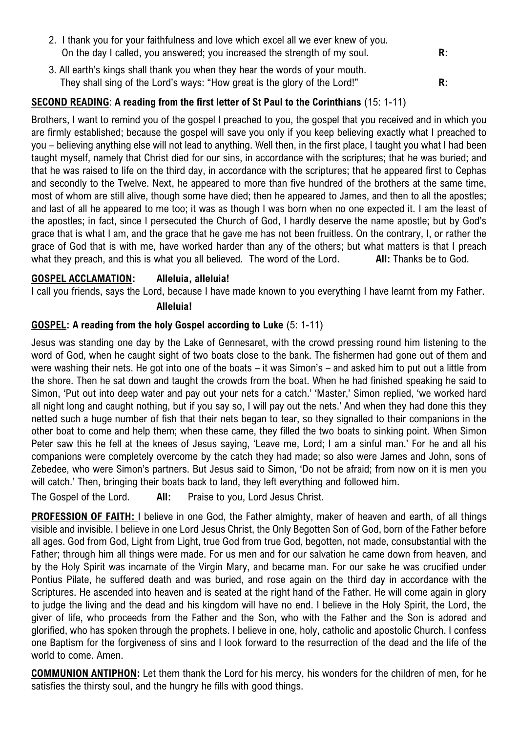2. I thank you for your faithfulness and love which excel all we ever knew of you.
   On the day I called, you answered; you increased the strength of my soul. **R:**

3. All earth's kings shall thank you when they hear the words of your mouth.
   They shall sing of the Lord's ways: "How great is the glory of the Lord!" **R:**

**SECOND READING**: **A reading from the first letter of St Paul to the Corinthians** (15: 1-11)

Brothers, I want to remind you of the gospel I preached to you, the gospel that you received and in which you are firmly established; because the gospel will save you only if you keep believing exactly what I preached to you – believing anything else will not lead to anything. Well then, in the first place, I taught you what I had been taught myself, namely that Christ died for our sins, in accordance with the scriptures; that he was buried; and that he was raised to life on the third day, in accordance with the scriptures; that he appeared first to Cephas and secondly to the Twelve. Next, he appeared to more than five hundred of the brothers at the same time, most of whom are still alive, though some have died; then he appeared to James, and then to all the apostles; and last of all he appeared to me too; it was as though I was born when no one expected it. I am the least of the apostles; in fact, since I persecuted the Church of God, I hardly deserve the name apostle; but by God's grace that is what I am, and the grace that he gave me has not been fruitless. On the contrary, I, or rather the grace of God that is with me, have worked harder than any of the others; but what matters is that I preach what they preach, and this is what you all believed. The word of the Lord. **All:** Thanks be to God.

**GOSPEL ACCLAMATION:** **Alleluia, alleluia!**

I call you friends, says the Lord, because I have made known to you everything I have learnt from my Father.

**Alleluia!**

**GOSPEL: A reading from the holy Gospel according to Luke** (5: 1-11)

Jesus was standing one day by the Lake of Gennesaret, with the crowd pressing round him listening to the word of God, when he caught sight of two boats close to the bank. The fishermen had gone out of them and were washing their nets. He got into one of the boats – it was Simon's – and asked him to put out a little from the shore. Then he sat down and taught the crowds from the boat. When he had finished speaking he said to Simon, 'Put out into deep water and pay out your nets for a catch.' 'Master,' Simon replied, 'we worked hard all night long and caught nothing, but if you say so, I will pay out the nets.' And when they had done this they netted such a huge number of fish that their nets began to tear, so they signalled to their companions in the other boat to come and help them; when these came, they filled the two boats to sinking point. When Simon Peter saw this he fell at the knees of Jesus saying, 'Leave me, Lord; I am a sinful man.' For he and all his companions were completely overcome by the catch they had made; so also were James and John, sons of Zebedee, who were Simon's partners. But Jesus said to Simon, 'Do not be afraid; from now on it is men you will catch.' Then, bringing their boats back to land, they left everything and followed him.

The Gospel of the Lord. **All:** Praise to you, Lord Jesus Christ.

**PROFESSION OF FAITH:** I believe in one God, the Father almighty, maker of heaven and earth, of all things visible and invisible. I believe in one Lord Jesus Christ, the Only Begotten Son of God, born of the Father before all ages. God from God, Light from Light, true God from true God, begotten, not made, consubstantial with the Father; through him all things were made. For us men and for our salvation he came down from heaven, and by the Holy Spirit was incarnate of the Virgin Mary, and became man. For our sake he was crucified under Pontius Pilate, he suffered death and was buried, and rose again on the third day in accordance with the Scriptures. He ascended into heaven and is seated at the right hand of the Father. He will come again in glory to judge the living and the dead and his kingdom will have no end. I believe in the Holy Spirit, the Lord, the giver of life, who proceeds from the Father and the Son, who with the Father and the Son is adored and glorified, who has spoken through the prophets. I believe in one, holy, catholic and apostolic Church. I confess one Baptism for the forgiveness of sins and I look forward to the resurrection of the dead and the life of the world to come. Amen.

**COMMUNION ANTIPHON:** Let them thank the Lord for his mercy, his wonders for the children of men, for he satisfies the thirsty soul, and the hungry he fills with good things.